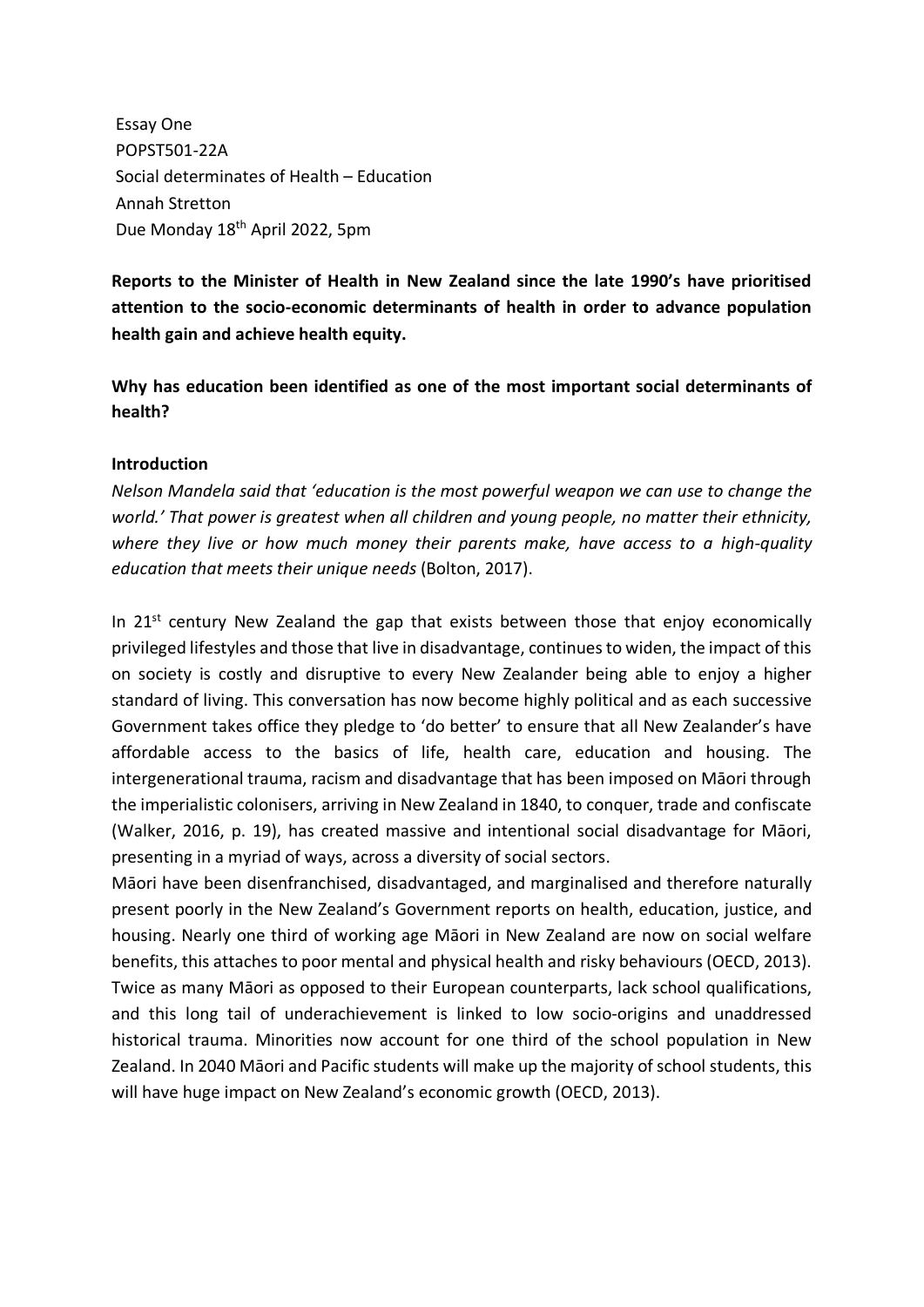Essay One
POPST501-22A
Social determinates of Health – Education
Annah Stretton
Due Monday 18th April 2022, 5pm

**Reports to the Minister of Health in New Zealand since the late 1990's have prioritised attention to the socio-economic determinants of health in order to advance population health gain and achieve health equity.**

**Why has education been identified as one of the most important social determinants of health?**

**Introduction**

*Nelson Mandela said that 'education is the most powerful weapon we can use to change the world.' That power is greatest when all children and young people, no matter their ethnicity, where they live or how much money their parents make, have access to a high-quality education that meets their unique needs* (Bolton, 2017).

In 21st century New Zealand the gap that exists between those that enjoy economically privileged lifestyles and those that live in disadvantage, continues to widen, the impact of this on society is costly and disruptive to every New Zealander being able to enjoy a higher standard of living. This conversation has now become highly political and as each successive Government takes office they pledge to 'do better' to ensure that all New Zealander's have affordable access to the basics of life, health care, education and housing. The intergenerational trauma, racism and disadvantage that has been imposed on Māori through the imperialistic colonisers, arriving in New Zealand in 1840, to conquer, trade and confiscate (Walker, 2016, p. 19), has created massive and intentional social disadvantage for Māori, presenting in a myriad of ways, across a diversity of social sectors.

Māori have been disenfranchised, disadvantaged, and marginalised and therefore naturally present poorly in the New Zealand's Government reports on health, education, justice, and housing. Nearly one third of working age Māori in New Zealand are now on social welfare benefits, this attaches to poor mental and physical health and risky behaviours (OECD, 2013). Twice as many Māori as opposed to their European counterparts, lack school qualifications, and this long tail of underachievement is linked to low socio-origins and unaddressed historical trauma. Minorities now account for one third of the school population in New Zealand. In 2040 Māori and Pacific students will make up the majority of school students, this will have huge impact on New Zealand's economic growth (OECD, 2013).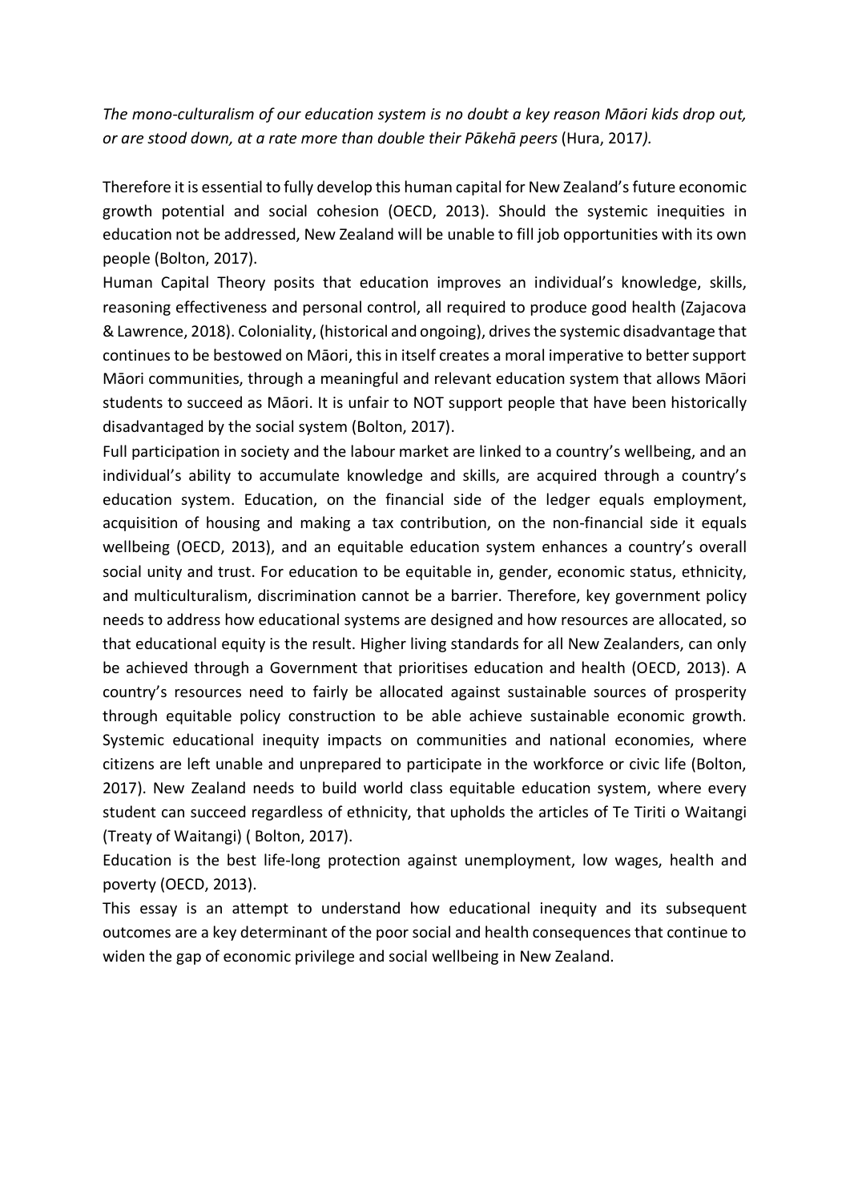*The mono-culturalism of our education system is no doubt a key reason Māori kids drop out, or are stood down, at a rate more than double their Pākehā peers* (Hura, 2017*).*

Therefore it is essential to fully develop this human capital for New Zealand's future economic growth potential and social cohesion (OECD, 2013). Should the systemic inequities in education not be addressed, New Zealand will be unable to fill job opportunities with its own people (Bolton, 2017).

Human Capital Theory posits that education improves an individual's knowledge, skills, reasoning effectiveness and personal control, all required to produce good health (Zajacova & Lawrence, 2018). Coloniality, (historical and ongoing), drives the systemic disadvantage that continues to be bestowed on Māori, this in itself creates a moral imperative to better support Māori communities, through a meaningful and relevant education system that allows Māori students to succeed as Māori. It is unfair to NOT support people that have been historically disadvantaged by the social system (Bolton, 2017).

Full participation in society and the labour market are linked to a country's wellbeing, and an individual's ability to accumulate knowledge and skills, are acquired through a country's education system. Education, on the financial side of the ledger equals employment, acquisition of housing and making a tax contribution, on the non-financial side it equals wellbeing (OECD, 2013), and an equitable education system enhances a country's overall social unity and trust. For education to be equitable in, gender, economic status, ethnicity, and multiculturalism, discrimination cannot be a barrier. Therefore, key government policy needs to address how educational systems are designed and how resources are allocated, so that educational equity is the result. Higher living standards for all New Zealanders, can only be achieved through a Government that prioritises education and health (OECD, 2013). A country's resources need to fairly be allocated against sustainable sources of prosperity through equitable policy construction to be able achieve sustainable economic growth. Systemic educational inequity impacts on communities and national economies, where citizens are left unable and unprepared to participate in the workforce or civic life (Bolton, 2017). New Zealand needs to build world class equitable education system, where every student can succeed regardless of ethnicity, that upholds the articles of Te Tiriti o Waitangi (Treaty of Waitangi) ( Bolton, 2017).

Education is the best life-long protection against unemployment, low wages, health and poverty (OECD, 2013).

This essay is an attempt to understand how educational inequity and its subsequent outcomes are a key determinant of the poor social and health consequences that continue to widen the gap of economic privilege and social wellbeing in New Zealand.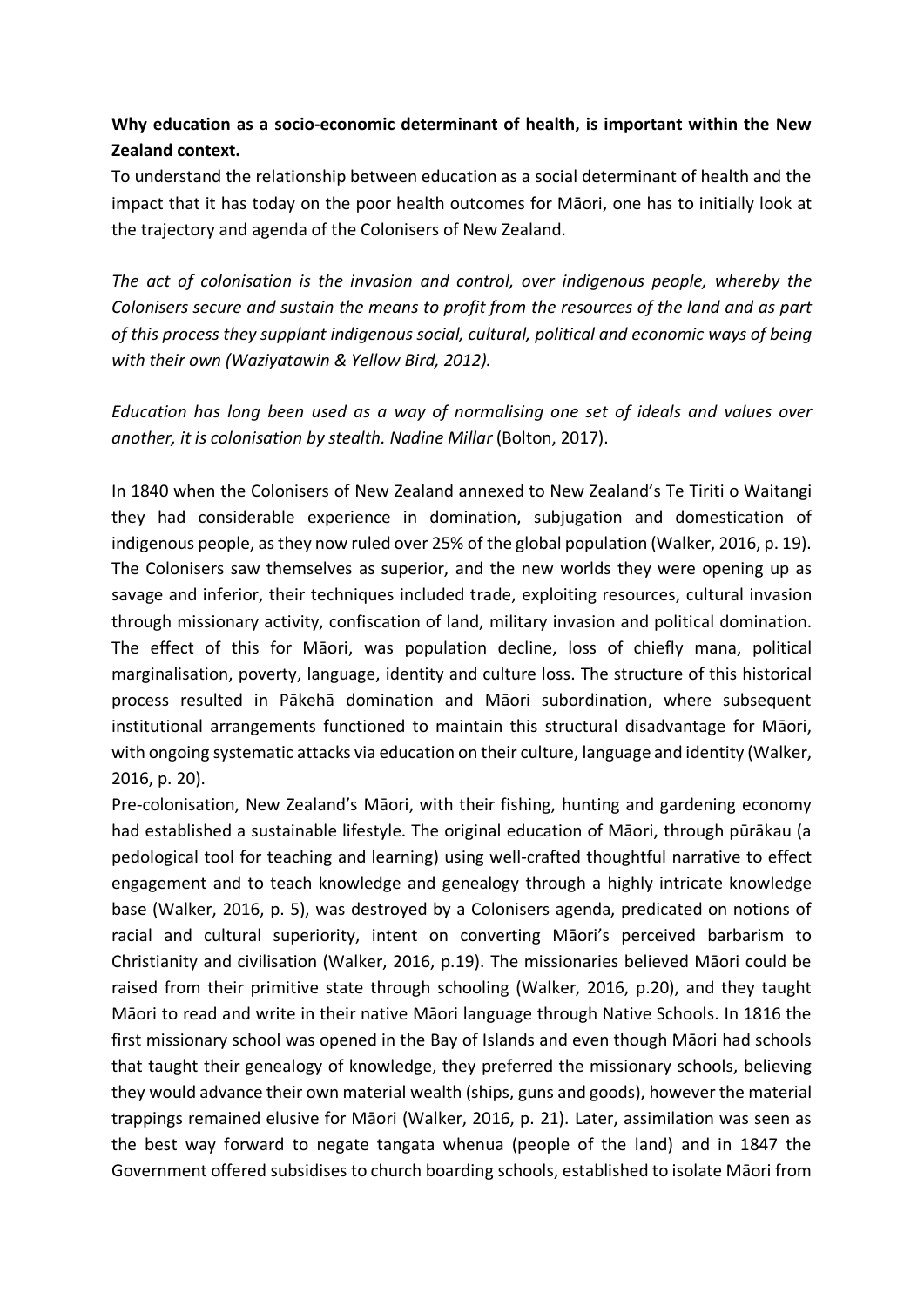**Why education as a socio-economic determinant of health, is important within the New Zealand context.**

To understand the relationship between education as a social determinant of health and the impact that it has today on the poor health outcomes for Māori, one has to initially look at the trajectory and agenda of the Colonisers of New Zealand.

*The act of colonisation is the invasion and control, over indigenous people, whereby the Colonisers secure and sustain the means to profit from the resources of the land and as part of this process they supplant indigenous social, cultural, political and economic ways of being with their own (Waziyatawin & Yellow Bird, 2012).*

*Education has long been used as a way of normalising one set of ideals and values over another, it is colonisation by stealth. Nadine Millar* (Bolton, 2017).

In 1840 when the Colonisers of New Zealand annexed to New Zealand's Te Tiriti o Waitangi they had considerable experience in domination, subjugation and domestication of indigenous people, as they now ruled over 25% of the global population (Walker, 2016, p. 19). The Colonisers saw themselves as superior, and the new worlds they were opening up as savage and inferior, their techniques included trade, exploiting resources, cultural invasion through missionary activity, confiscation of land, military invasion and political domination. The effect of this for Māori, was population decline, loss of chiefly mana, political marginalisation, poverty, language, identity and culture loss. The structure of this historical process resulted in Pākehā domination and Māori subordination, where subsequent institutional arrangements functioned to maintain this structural disadvantage for Māori, with ongoing systematic attacks via education on their culture, language and identity (Walker, 2016, p. 20).

Pre-colonisation, New Zealand's Māori, with their fishing, hunting and gardening economy had established a sustainable lifestyle. The original education of Māori, through pūrākau (a pedological tool for teaching and learning) using well-crafted thoughtful narrative to effect engagement and to teach knowledge and genealogy through a highly intricate knowledge base (Walker, 2016, p. 5), was destroyed by a Colonisers agenda, predicated on notions of racial and cultural superiority, intent on converting Māori's perceived barbarism to Christianity and civilisation (Walker, 2016, p.19). The missionaries believed Māori could be raised from their primitive state through schooling (Walker, 2016, p.20), and they taught Māori to read and write in their native Māori language through Native Schools. In 1816 the first missionary school was opened in the Bay of Islands and even though Māori had schools that taught their genealogy of knowledge, they preferred the missionary schools, believing they would advance their own material wealth (ships, guns and goods), however the material trappings remained elusive for Māori (Walker, 2016, p. 21). Later, assimilation was seen as the best way forward to negate tangata whenua (people of the land) and in 1847 the Government offered subsidises to church boarding schools, established to isolate Māori from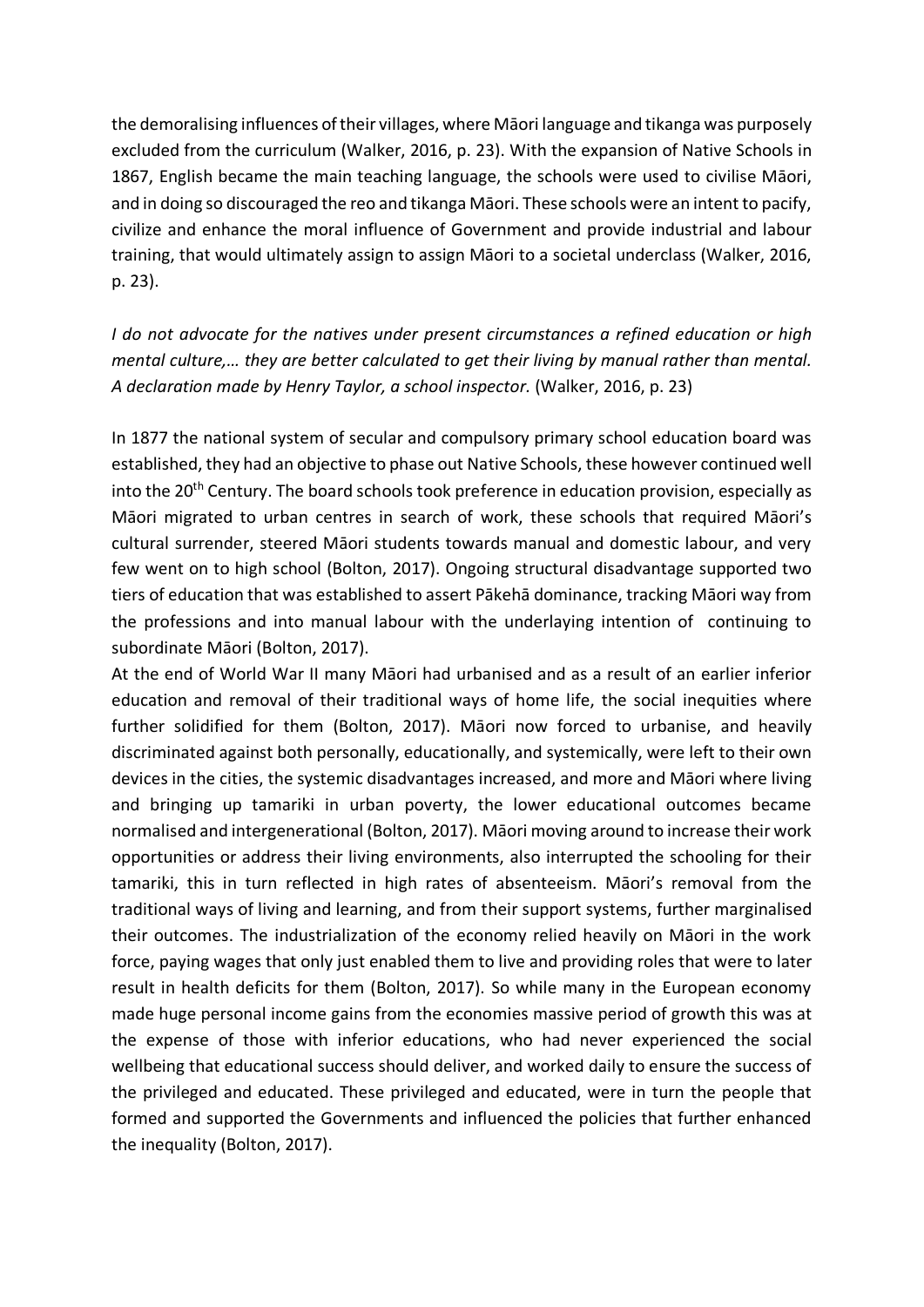the demoralising influences of their villages, where Māori language and tikanga was purposely excluded from the curriculum (Walker, 2016, p. 23). With the expansion of Native Schools in 1867, English became the main teaching language, the schools were used to civilise Māori, and in doing so discouraged the reo and tikanga Māori. These schools were an intent to pacify, civilize and enhance the moral influence of Government and provide industrial and labour training, that would ultimately assign to assign Māori to a societal underclass (Walker, 2016, p. 23).

*I do not advocate for the natives under present circumstances a refined education or high mental culture,… they are better calculated to get their living by manual rather than mental. A declaration made by Henry Taylor, a school inspector.* (Walker, 2016, p. 23)

In 1877 the national system of secular and compulsory primary school education board was established, they had an objective to phase out Native Schools, these however continued well into the 20th Century. The board schools took preference in education provision, especially as Māori migrated to urban centres in search of work, these schools that required Māori's cultural surrender, steered Māori students towards manual and domestic labour, and very few went on to high school (Bolton, 2017). Ongoing structural disadvantage supported two tiers of education that was established to assert Pākehā dominance, tracking Māori way from the professions and into manual labour with the underlaying intention of continuing to subordinate Māori (Bolton, 2017).

At the end of World War II many Māori had urbanised and as a result of an earlier inferior education and removal of their traditional ways of home life, the social inequities where further solidified for them (Bolton, 2017). Māori now forced to urbanise, and heavily discriminated against both personally, educationally, and systemically, were left to their own devices in the cities, the systemic disadvantages increased, and more and Māori where living and bringing up tamariki in urban poverty, the lower educational outcomes became normalised and intergenerational (Bolton, 2017). Māori moving around to increase their work opportunities or address their living environments, also interrupted the schooling for their tamariki, this in turn reflected in high rates of absenteeism. Māori's removal from the traditional ways of living and learning, and from their support systems, further marginalised their outcomes. The industrialization of the economy relied heavily on Māori in the work force, paying wages that only just enabled them to live and providing roles that were to later result in health deficits for them (Bolton, 2017). So while many in the European economy made huge personal income gains from the economies massive period of growth this was at the expense of those with inferior educations, who had never experienced the social wellbeing that educational success should deliver, and worked daily to ensure the success of the privileged and educated. These privileged and educated, were in turn the people that formed and supported the Governments and influenced the policies that further enhanced the inequality (Bolton, 2017).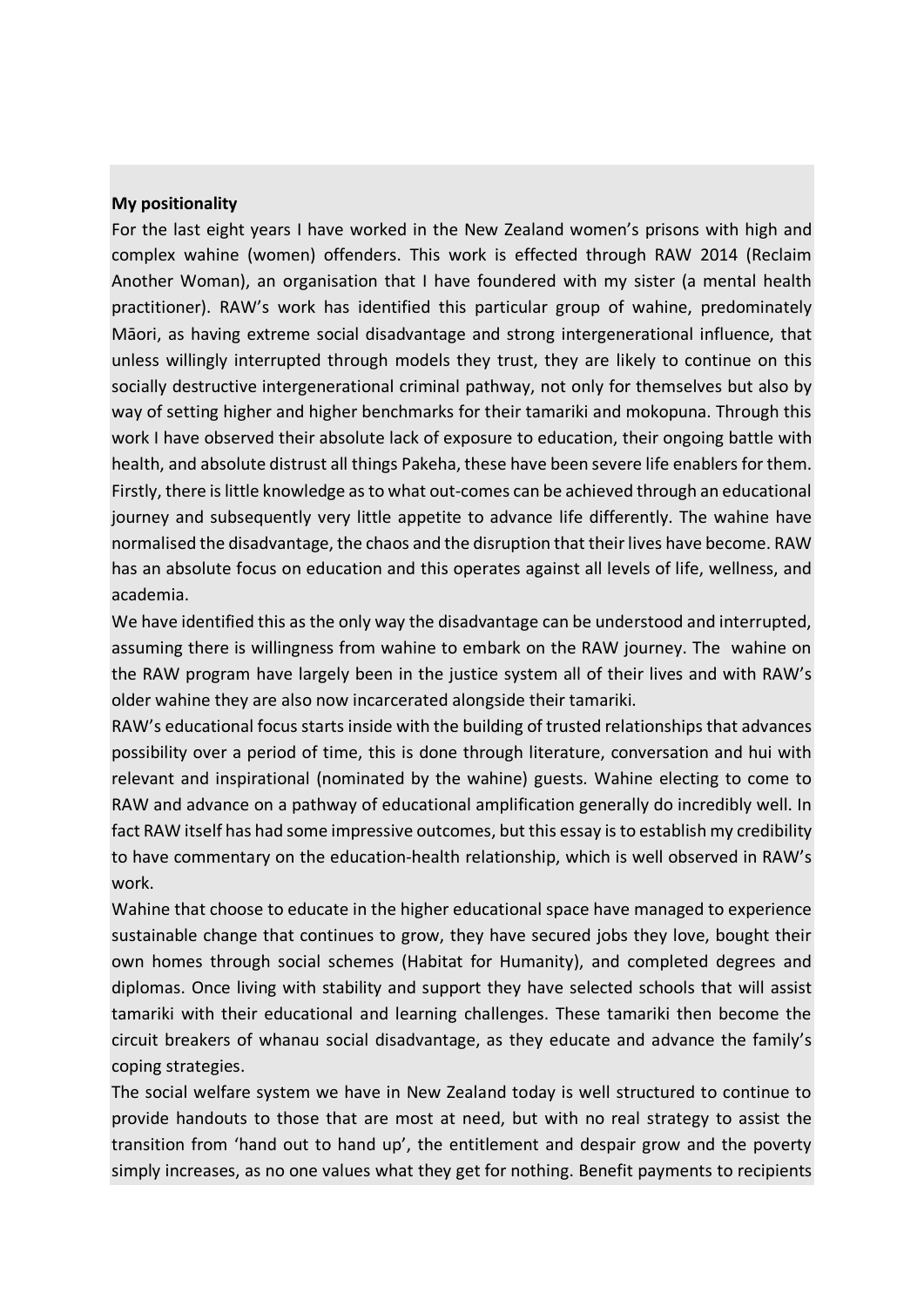**My positionality**

For the last eight years I have worked in the New Zealand women's prisons with high and complex wahine (women) offenders. This work is effected through RAW 2014 (Reclaim Another Woman), an organisation that I have foundered with my sister (a mental health practitioner). RAW's work has identified this particular group of wahine, predominately Māori, as having extreme social disadvantage and strong intergenerational influence, that unless willingly interrupted through models they trust, they are likely to continue on this socially destructive intergenerational criminal pathway, not only for themselves but also by way of setting higher and higher benchmarks for their tamariki and mokopuna. Through this work I have observed their absolute lack of exposure to education, their ongoing battle with health, and absolute distrust all things Pakeha, these have been severe life enablers for them. Firstly, there is little knowledge as to what out-comes can be achieved through an educational journey and subsequently very little appetite to advance life differently. The wahine have normalised the disadvantage, the chaos and the disruption that their lives have become. RAW has an absolute focus on education and this operates against all levels of life, wellness, and academia.

We have identified this as the only way the disadvantage can be understood and interrupted, assuming there is willingness from wahine to embark on the RAW journey. The wahine on the RAW program have largely been in the justice system all of their lives and with RAW's older wahine they are also now incarcerated alongside their tamariki.

RAW's educational focus starts inside with the building of trusted relationships that advances possibility over a period of time, this is done through literature, conversation and hui with relevant and inspirational (nominated by the wahine) guests. Wahine electing to come to RAW and advance on a pathway of educational amplification generally do incredibly well. In fact RAW itself has had some impressive outcomes, but this essay is to establish my credibility to have commentary on the education-health relationship, which is well observed in RAW's work.

Wahine that choose to educate in the higher educational space have managed to experience sustainable change that continues to grow, they have secured jobs they love, bought their own homes through social schemes (Habitat for Humanity), and completed degrees and diplomas. Once living with stability and support they have selected schools that will assist tamariki with their educational and learning challenges. These tamariki then become the circuit breakers of whanau social disadvantage, as they educate and advance the family's coping strategies.

The social welfare system we have in New Zealand today is well structured to continue to provide handouts to those that are most at need, but with no real strategy to assist the transition from 'hand out to hand up', the entitlement and despair grow and the poverty simply increases, as no one values what they get for nothing. Benefit payments to recipients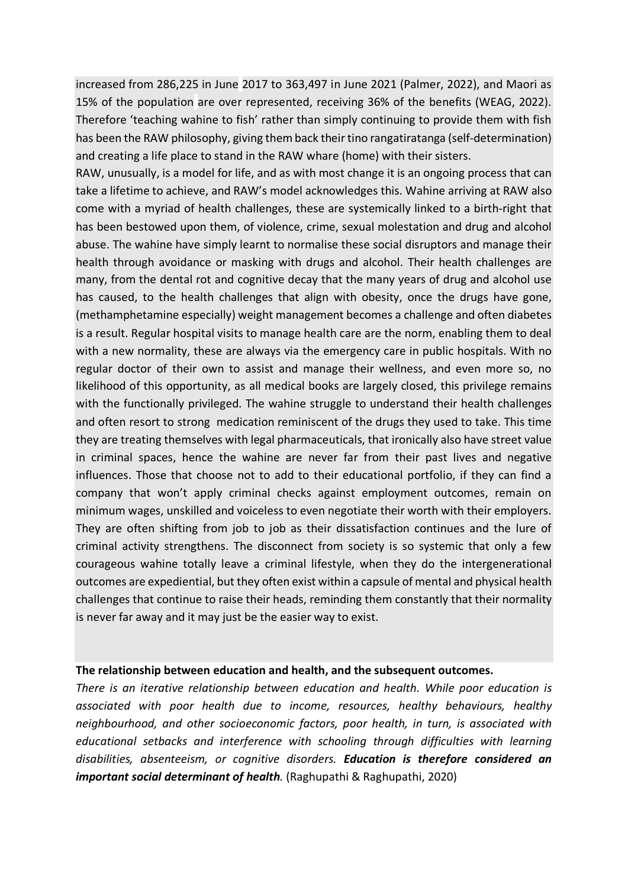increased from 286,225 in June 2017 to 363,497 in June 2021 (Palmer, 2022), and Maori as 15% of the population are over represented, receiving 36% of the benefits (WEAG, 2022). Therefore 'teaching wahine to fish' rather than simply continuing to provide them with fish has been the RAW philosophy, giving them back their tino rangatiratanga (self-determination) and creating a life place to stand in the RAW whare (home) with their sisters.

RAW, unusually, is a model for life, and as with most change it is an ongoing process that can take a lifetime to achieve, and RAW's model acknowledges this. Wahine arriving at RAW also come with a myriad of health challenges, these are systemically linked to a birth-right that has been bestowed upon them, of violence, crime, sexual molestation and drug and alcohol abuse. The wahine have simply learnt to normalise these social disruptors and manage their health through avoidance or masking with drugs and alcohol. Their health challenges are many, from the dental rot and cognitive decay that the many years of drug and alcohol use has caused, to the health challenges that align with obesity, once the drugs have gone, (methamphetamine especially) weight management becomes a challenge and often diabetes is a result. Regular hospital visits to manage health care are the norm, enabling them to deal with a new normality, these are always via the emergency care in public hospitals. With no regular doctor of their own to assist and manage their wellness, and even more so, no likelihood of this opportunity, as all medical books are largely closed, this privilege remains with the functionally privileged. The wahine struggle to understand their health challenges and often resort to strong medication reminiscent of the drugs they used to take. This time they are treating themselves with legal pharmaceuticals, that ironically also have street value in criminal spaces, hence the wahine are never far from their past lives and negative influences. Those that choose not to add to their educational portfolio, if they can find a company that won't apply criminal checks against employment outcomes, remain on minimum wages, unskilled and voiceless to even negotiate their worth with their employers. They are often shifting from job to job as their dissatisfaction continues and the lure of criminal activity strengthens. The disconnect from society is so systemic that only a few courageous wahine totally leave a criminal lifestyle, when they do the intergenerational outcomes are expediential, but they often exist within a capsule of mental and physical health challenges that continue to raise their heads, reminding them constantly that their normality is never far away and it may just be the easier way to exist.

**The relationship between education and health, and the subsequent outcomes.**

*There is an iterative relationship between education and health. While poor education is associated with poor health due to income, resources, healthy behaviours, healthy neighbourhood, and other socioeconomic factors, poor health, in turn, is associated with educational setbacks and interference with schooling through difficulties with learning disabilities, absenteeism, or cognitive disorders.* ***Education is therefore considered an important social determinant of health.*** (Raghupathi & Raghupathi, 2020)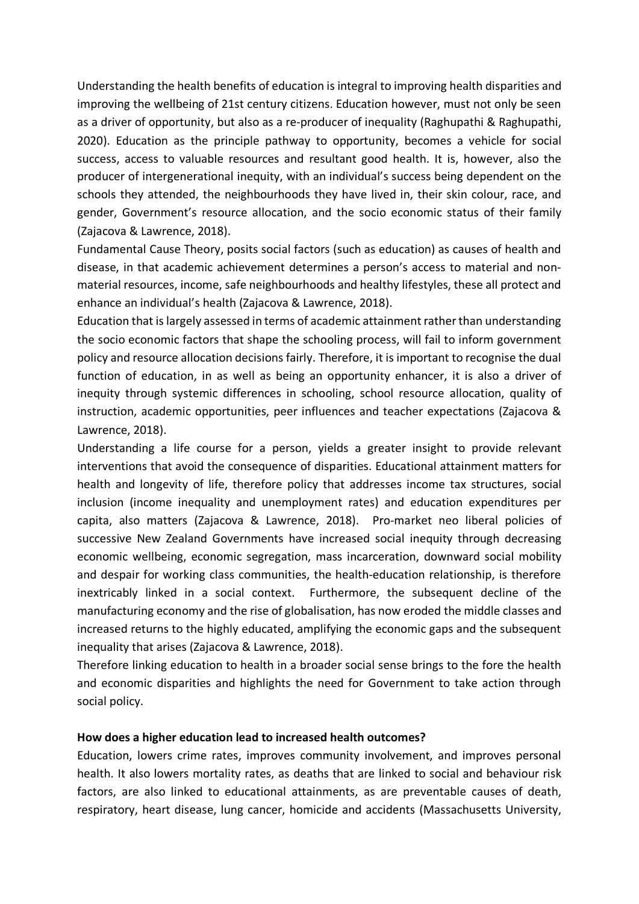Understanding the health benefits of education is integral to improving health disparities and improving the wellbeing of 21st century citizens. Education however, must not only be seen as a driver of opportunity, but also as a re-producer of inequality (Raghupathi & Raghupathi, 2020). Education as the principle pathway to opportunity, becomes a vehicle for social success, access to valuable resources and resultant good health. It is, however, also the producer of intergenerational inequity, with an individual's success being dependent on the schools they attended, the neighbourhoods they have lived in, their skin colour, race, and gender, Government's resource allocation, and the socio economic status of their family (Zajacova & Lawrence, 2018).

Fundamental Cause Theory, posits social factors (such as education) as causes of health and disease, in that academic achievement determines a person's access to material and non-material resources, income, safe neighbourhoods and healthy lifestyles, these all protect and enhance an individual's health (Zajacova & Lawrence, 2018).

Education that is largely assessed in terms of academic attainment rather than understanding the socio economic factors that shape the schooling process, will fail to inform government policy and resource allocation decisions fairly. Therefore, it is important to recognise the dual function of education, in as well as being an opportunity enhancer, it is also a driver of inequity through systemic differences in schooling, school resource allocation, quality of instruction, academic opportunities, peer influences and teacher expectations (Zajacova & Lawrence, 2018).

Understanding a life course for a person, yields a greater insight to provide relevant interventions that avoid the consequence of disparities. Educational attainment matters for health and longevity of life, therefore policy that addresses income tax structures, social inclusion (income inequality and unemployment rates) and education expenditures per capita, also matters (Zajacova & Lawrence, 2018). Pro-market neo liberal policies of successive New Zealand Governments have increased social inequity through decreasing economic wellbeing, economic segregation, mass incarceration, downward social mobility and despair for working class communities, the health-education relationship, is therefore inextricably linked in a social context. Furthermore, the subsequent decline of the manufacturing economy and the rise of globalisation, has now eroded the middle classes and increased returns to the highly educated, amplifying the economic gaps and the subsequent inequality that arises (Zajacova & Lawrence, 2018).

Therefore linking education to health in a broader social sense brings to the fore the health and economic disparities and highlights the need for Government to take action through social policy.

**How does a higher education lead to increased health outcomes?**

Education, lowers crime rates, improves community involvement, and improves personal health. It also lowers mortality rates, as deaths that are linked to social and behaviour risk factors, are also linked to educational attainments, as are preventable causes of death, respiratory, heart disease, lung cancer, homicide and accidents (Massachusetts University,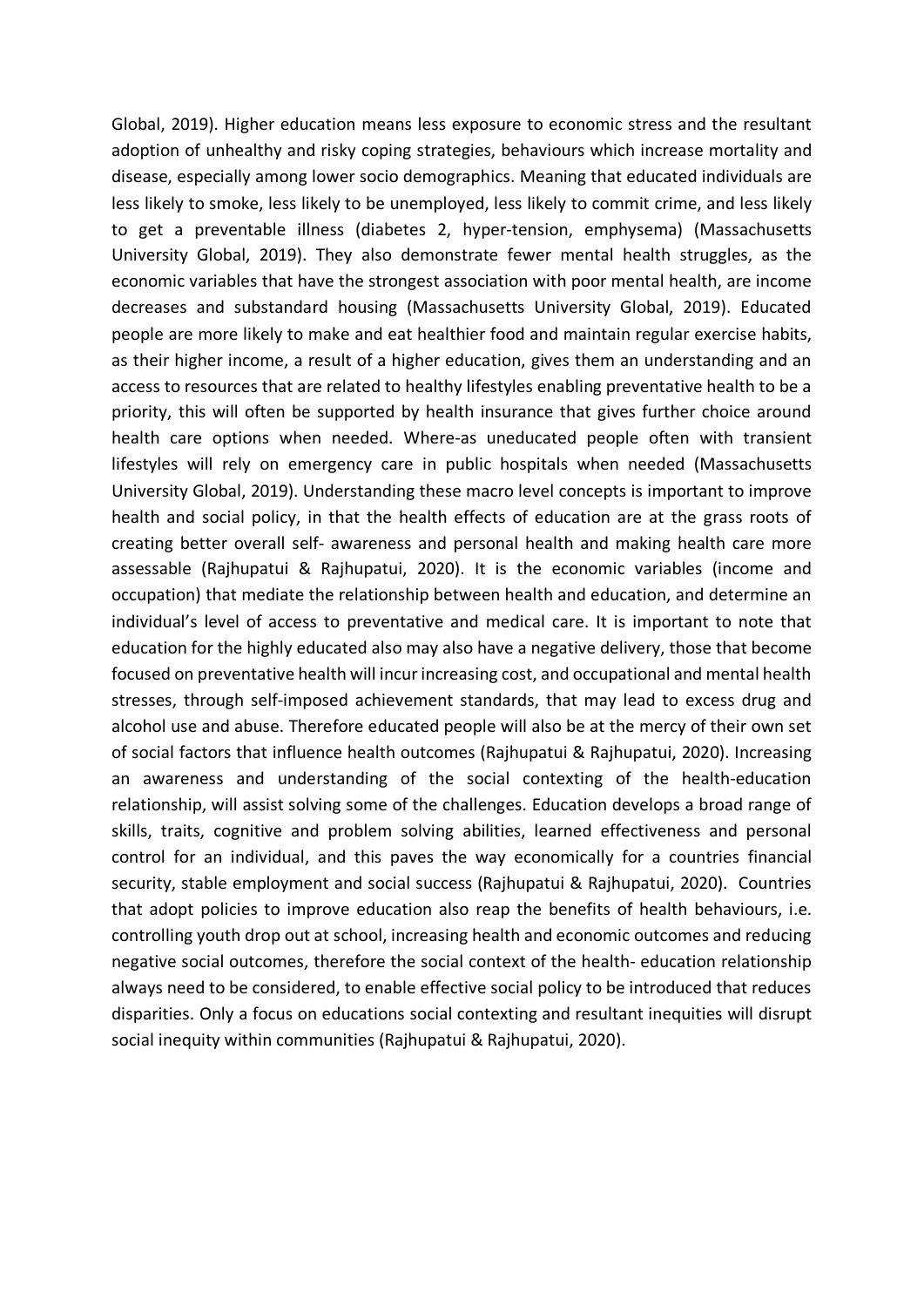Global, 2019). Higher education means less exposure to economic stress and the resultant adoption of unhealthy and risky coping strategies, behaviours which increase mortality and disease, especially among lower socio demographics. Meaning that educated individuals are less likely to smoke, less likely to be unemployed, less likely to commit crime, and less likely to get a preventable illness (diabetes 2, hyper-tension, emphysema) (Massachusetts University Global, 2019). They also demonstrate fewer mental health struggles, as the economic variables that have the strongest association with poor mental health, are income decreases and substandard housing (Massachusetts University Global, 2019). Educated people are more likely to make and eat healthier food and maintain regular exercise habits, as their higher income, a result of a higher education, gives them an understanding and an access to resources that are related to healthy lifestyles enabling preventative health to be a priority, this will often be supported by health insurance that gives further choice around health care options when needed. Where-as uneducated people often with transient lifestyles will rely on emergency care in public hospitals when needed (Massachusetts University Global, 2019). Understanding these macro level concepts is important to improve health and social policy, in that the health effects of education are at the grass roots of creating better overall self- awareness and personal health and making health care more assessable (Rajhupatui & Rajhupatui, 2020). It is the economic variables (income and occupation) that mediate the relationship between health and education, and determine an individual's level of access to preventative and medical care. It is important to note that education for the highly educated also may also have a negative delivery, those that become focused on preventative health will incur increasing cost, and occupational and mental health stresses, through self-imposed achievement standards, that may lead to excess drug and alcohol use and abuse. Therefore educated people will also be at the mercy of their own set of social factors that influence health outcomes (Rajhupatui & Rajhupatui, 2020). Increasing an awareness and understanding of the social contexting of the health-education relationship, will assist solving some of the challenges. Education develops a broad range of skills, traits, cognitive and problem solving abilities, learned effectiveness and personal control for an individual, and this paves the way economically for a countries financial security, stable employment and social success (Rajhupatui & Rajhupatui, 2020). Countries that adopt policies to improve education also reap the benefits of health behaviours, i.e. controlling youth drop out at school, increasing health and economic outcomes and reducing negative social outcomes, therefore the social context of the health- education relationship always need to be considered, to enable effective social policy to be introduced that reduces disparities. Only a focus on educations social contexting and resultant inequities will disrupt social inequity within communities (Rajhupatui & Rajhupatui, 2020).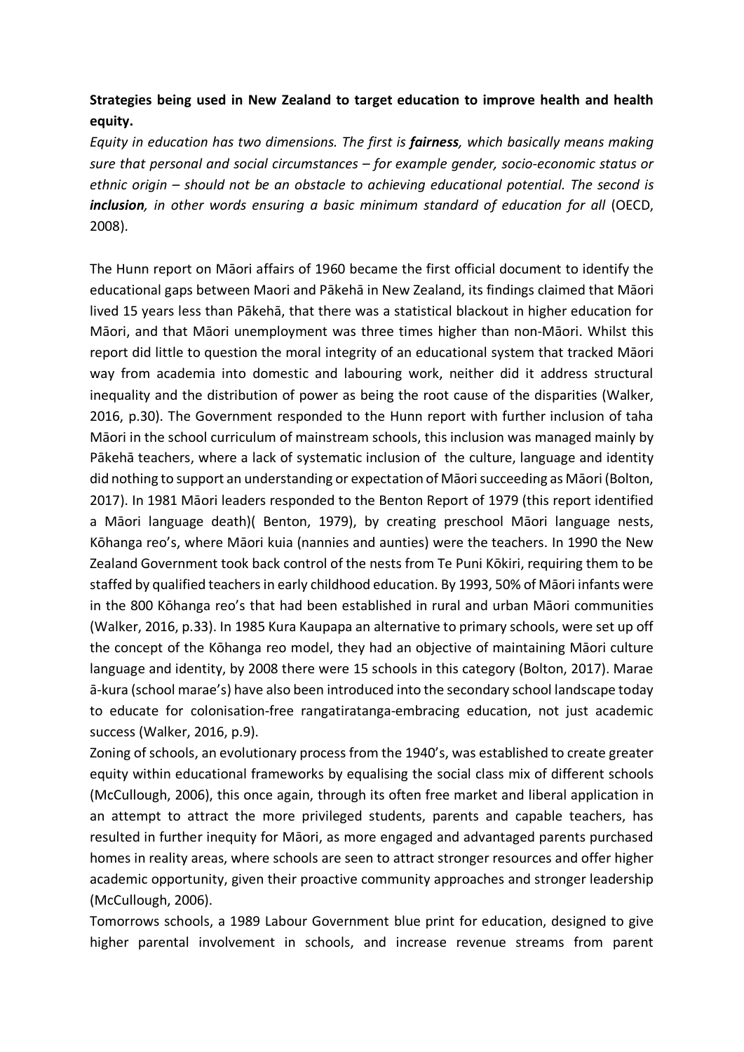**Strategies being used in New Zealand to target education to improve health and health equity.**

*Equity in education has two dimensions. The first is **fairness**, which basically means making sure that personal and social circumstances – for example gender, socio-economic status or ethnic origin – should not be an obstacle to achieving educational potential. The second is **inclusion**, in other words ensuring a basic minimum standard of education for all* (OECD, 2008).

The Hunn report on Māori affairs of 1960 became the first official document to identify the educational gaps between Maori and Pākehā in New Zealand, its findings claimed that Māori lived 15 years less than Pākehā, that there was a statistical blackout in higher education for Māori, and that Māori unemployment was three times higher than non-Māori. Whilst this report did little to question the moral integrity of an educational system that tracked Māori way from academia into domestic and labouring work, neither did it address structural inequality and the distribution of power as being the root cause of the disparities (Walker, 2016, p.30). The Government responded to the Hunn report with further inclusion of taha Māori in the school curriculum of mainstream schools, this inclusion was managed mainly by Pākehā teachers, where a lack of systematic inclusion of the culture, language and identity did nothing to support an understanding or expectation of Māori succeeding as Māori (Bolton, 2017). In 1981 Māori leaders responded to the Benton Report of 1979 (this report identified a Māori language death)( Benton, 1979), by creating preschool Māori language nests, Kōhanga reo's, where Māori kuia (nannies and aunties) were the teachers. In 1990 the New Zealand Government took back control of the nests from Te Puni Kōkiri, requiring them to be staffed by qualified teachers in early childhood education. By 1993, 50% of Māori infants were in the 800 Kōhanga reo's that had been established in rural and urban Māori communities (Walker, 2016, p.33). In 1985 Kura Kaupapa an alternative to primary schools, were set up off the concept of the Kōhanga reo model, they had an objective of maintaining Māori culture language and identity, by 2008 there were 15 schools in this category (Bolton, 2017). Marae ā-kura (school marae's) have also been introduced into the secondary school landscape today to educate for colonisation-free rangatiratanga-embracing education, not just academic success (Walker, 2016, p.9).

Zoning of schools, an evolutionary process from the 1940's, was established to create greater equity within educational frameworks by equalising the social class mix of different schools (McCullough, 2006), this once again, through its often free market and liberal application in an attempt to attract the more privileged students, parents and capable teachers, has resulted in further inequity for Māori, as more engaged and advantaged parents purchased homes in reality areas, where schools are seen to attract stronger resources and offer higher academic opportunity, given their proactive community approaches and stronger leadership (McCullough, 2006).

Tomorrows schools, a 1989 Labour Government blue print for education, designed to give higher parental involvement in schools, and increase revenue streams from parent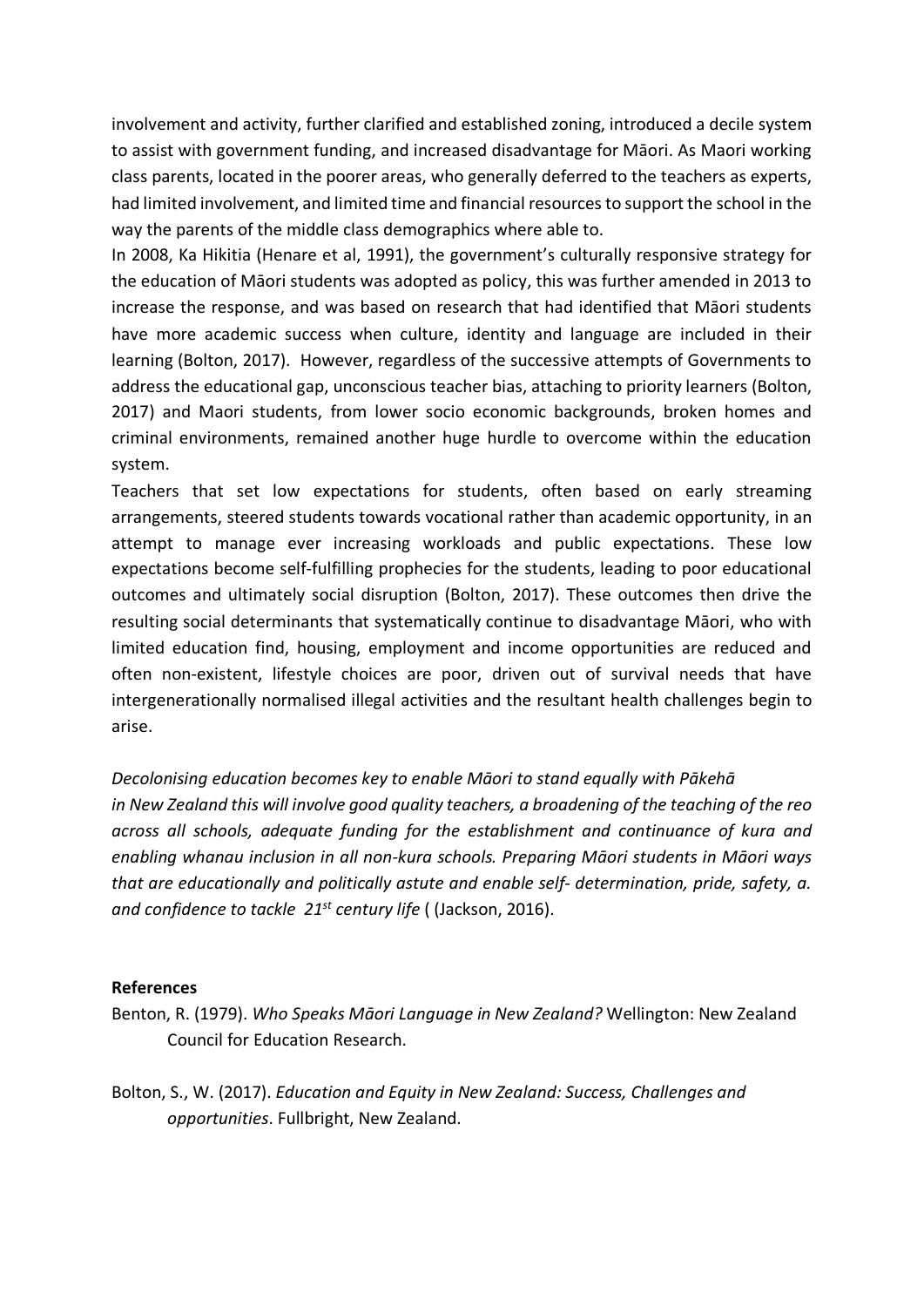involvement and activity, further clarified and established zoning, introduced a decile system to assist with government funding, and increased disadvantage for Māori. As Maori working class parents, located in the poorer areas, who generally deferred to the teachers as experts, had limited involvement, and limited time and financial resources to support the school in the way the parents of the middle class demographics where able to.

In 2008, Ka Hikitia (Henare et al, 1991), the government's culturally responsive strategy for the education of Māori students was adopted as policy, this was further amended in 2013 to increase the response, and was based on research that had identified that Māori students have more academic success when culture, identity and language are included in their learning (Bolton, 2017). However, regardless of the successive attempts of Governments to address the educational gap, unconscious teacher bias, attaching to priority learners (Bolton, 2017) and Maori students, from lower socio economic backgrounds, broken homes and criminal environments, remained another huge hurdle to overcome within the education system.

Teachers that set low expectations for students, often based on early streaming arrangements, steered students towards vocational rather than academic opportunity, in an attempt to manage ever increasing workloads and public expectations. These low expectations become self-fulfilling prophecies for the students, leading to poor educational outcomes and ultimately social disruption (Bolton, 2017). These outcomes then drive the resulting social determinants that systematically continue to disadvantage Māori, who with limited education find, housing, employment and income opportunities are reduced and often non-existent, lifestyle choices are poor, driven out of survival needs that have intergenerationally normalised illegal activities and the resultant health challenges begin to arise.

*Decolonising education becomes key to enable Māori to stand equally with Pākehā in New Zealand this will involve good quality teachers, a broadening of the teaching of the reo across all schools, adequate funding for the establishment and continuance of kura and enabling whanau inclusion in all non-kura schools. Preparing Māori students in Māori ways that are educationally and politically astute and enable self- determination, pride, safety, a. and confidence to tackle 21st century life* ( (Jackson, 2016).

**References**

Benton, R. (1979). *Who Speaks Māori Language in New Zealand?* Wellington: New Zealand Council for Education Research.

Bolton, S., W. (2017). *Education and Equity in New Zealand: Success, Challenges and opportunities*. Fullbright, New Zealand.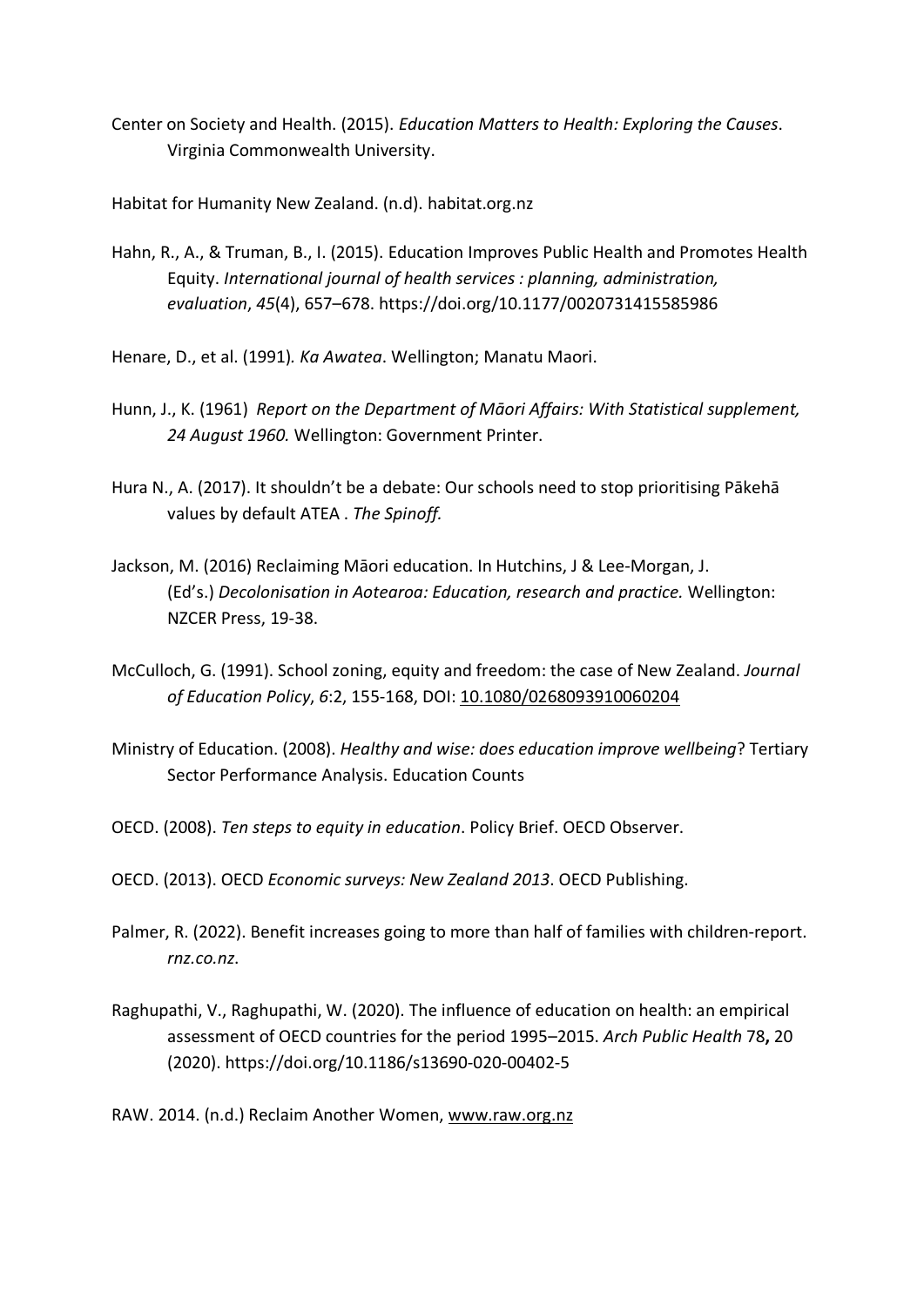Center on Society and Health. (2015). *Education Matters to Health: Exploring the Causes*. Virginia Commonwealth University.

Habitat for Humanity New Zealand. (n.d). habitat.org.nz

Hahn, R., A., & Truman, B., I. (2015). Education Improves Public Health and Promotes Health Equity. *International journal of health services : planning, administration, evaluation*, *45*(4), 657–678. https://doi.org/10.1177/0020731415585986

Henare, D., et al. (1991)*. Ka Awatea*. Wellington; Manatu Maori.

Hunn, J., K. (1961) *Report on the Department of Māori Affairs: With Statistical supplement, 24 August 1960.* Wellington: Government Printer.

Hura N., A. (2017). It shouldn't be a debate: Our schools need to stop prioritising Pākehā values by default ATEA . *The Spinoff.*

Jackson, M. (2016) Reclaiming Māori education. In Hutchins, J & Lee-Morgan, J. (Ed's.) *Decolonisation in Aotearoa: Education, research and practice.* Wellington: NZCER Press, 19-38.

McCulloch, G. (1991). School zoning, equity and freedom: the case of New Zealand. *Journal of Education Policy*, *6*:2, 155-168, DOI: 10.1080/0268093910060204

Ministry of Education. (2008). *Healthy and wise: does education improve wellbeing*? Tertiary Sector Performance Analysis. Education Counts

OECD. (2008). *Ten steps to equity in education*. Policy Brief. OECD Observer.

OECD. (2013). OECD *Economic surveys: New Zealand 2013*. OECD Publishing.

Palmer, R. (2022). Benefit increases going to more than half of families with children-report. *rnz.co.nz*.

Raghupathi, V., Raghupathi, W. (2020). The influence of education on health: an empirical assessment of OECD countries for the period 1995–2015. *Arch Public Health* 78**,** 20 (2020). https://doi.org/10.1186/s13690-020-00402-5

RAW. 2014. (n.d.) Reclaim Another Women, www.raw.org.nz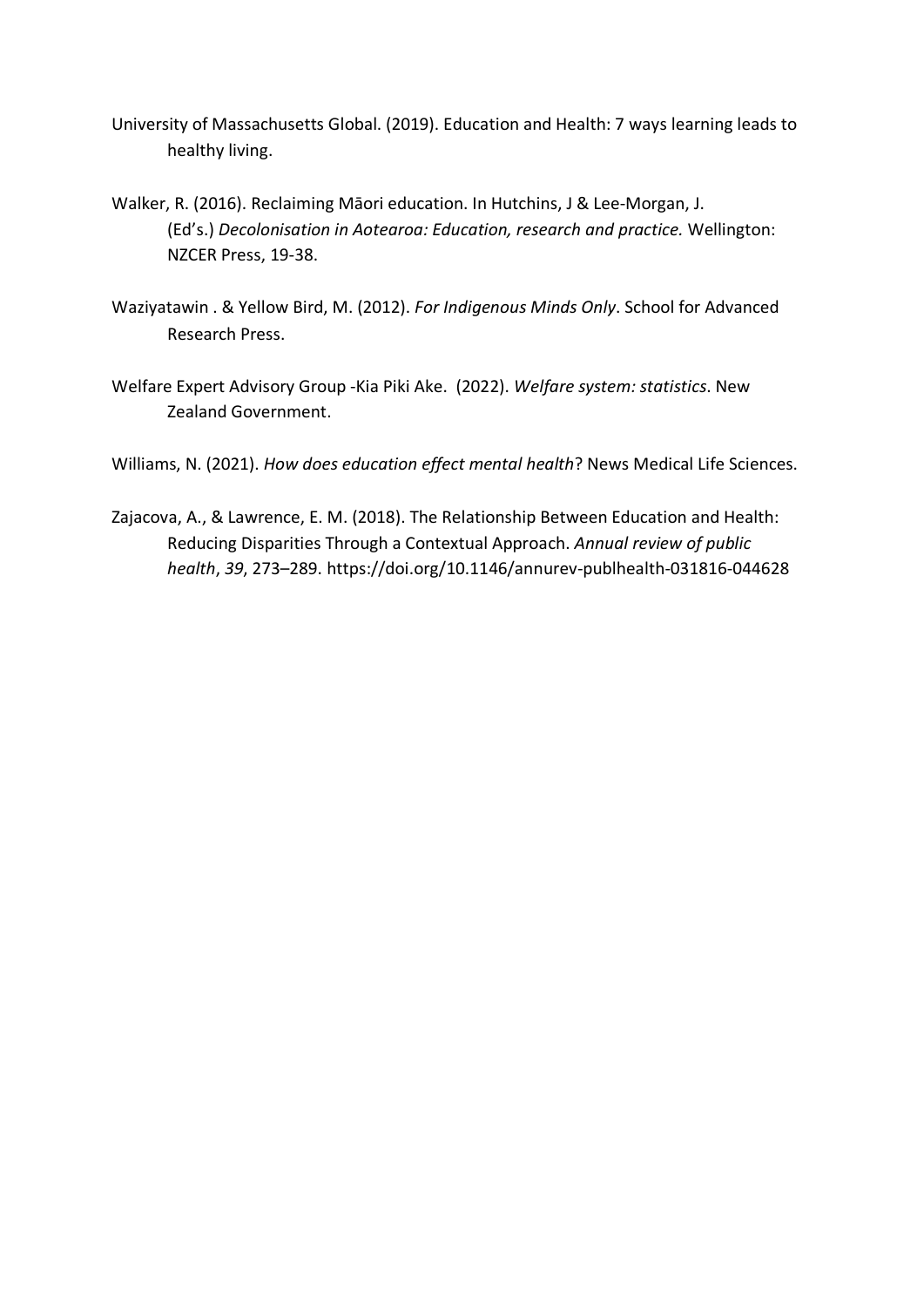University of Massachusetts Global. (2019). Education and Health: 7 ways learning leads to healthy living.

Walker, R. (2016). Reclaiming Māori education. In Hutchins, J & Lee-Morgan, J. (Ed's.) *Decolonisation in Aotearoa: Education, research and practice.* Wellington: NZCER Press, 19-38.

Waziyatawin . & Yellow Bird, M. (2012). *For Indigenous Minds Only*. School for Advanced Research Press.

Welfare Expert Advisory Group -Kia Piki Ake. (2022). *Welfare system: statistics*. New Zealand Government.

Williams, N. (2021). *How does education effect mental health*? News Medical Life Sciences.

Zajacova, A., & Lawrence, E. M. (2018). The Relationship Between Education and Health: Reducing Disparities Through a Contextual Approach. *Annual review of public health*, *39*, 273–289. https://doi.org/10.1146/annurev-publhealth-031816-044628